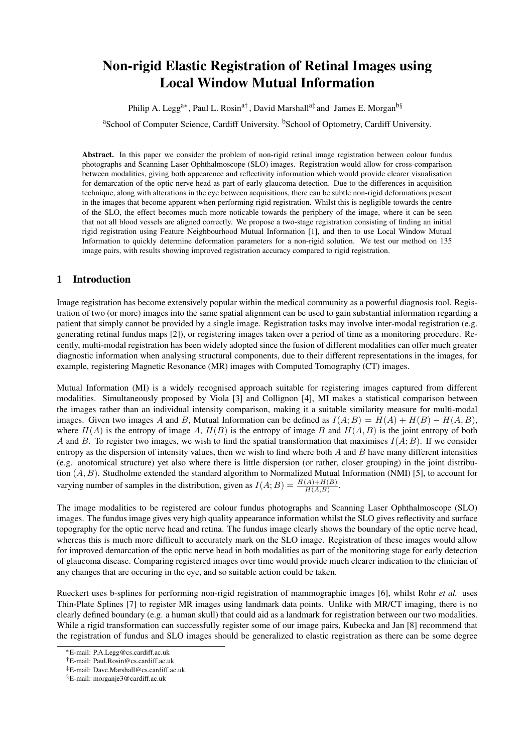# Non-rigid Elastic Registration of Retinal Images using Local Window Mutual Information

Philip A. Legg[a*], Paul L. Rosin[a†], David Marshall[a‡] and James E. Morgan[b§]

[a]School of Computer Science, Cardiff University. [b]School of Optometry, Cardiff University.

**Abstract.** In this paper we consider the problem of non-rigid retinal image registration between colour fundus photographs and Scanning Laser Ophthalmoscope (SLO) images. Registration would allow for cross-comparison between modalities, giving both appearence and reflectivity information which would provide clearer visualisation for demarcation of the optic nerve head as part of early glaucoma detection. Due to the differences in acquisition technique, along with alterations in the eye between acquisitions, there can be subtle non-rigid deformations present in the images that become apparent when performing rigid registration. Whilst this is negligible towards the centre of the SLO, the effect becomes much more noticable towards the periphery of the image, where it can be seen that not all blood vessels are aligned correctly. We propose a two-stage registration consisting of finding an initial rigid registration using Feature Neighbourhood Mutual Information [1], and then to use Local Window Mutual Information to quickly determine deformation parameters for a non-rigid solution. We test our method on 135 image pairs, with results showing improved registration accuracy compared to rigid registration.

## 1 Introduction

Image registration has become extensively popular within the medical community as a powerful diagnosis tool. Registration of two (or more) images into the same spatial alignment can be used to gain substantial information regarding a patient that simply cannot be provided by a single image. Registration tasks may involve inter-modal registration (e.g. generating retinal fundus maps [2]), or registering images taken over a period of time as a monitoring procedure. Recently, multi-modal registration has been widely adopted since the fusion of different modalities can offer much greater diagnostic information when analysing structural components, due to their different representations in the images, for example, registering Magnetic Resonance (MR) images with Computed Tomography (CT) images.

Mutual Information (MI) is a widely recognised approach suitable for registering images captured from different modalities. Simultaneously proposed by Viola [3] and Collignon [4], MI makes a statistical comparison between the images rather than an individual intensity comparison, making it a suitable similarity measure for multi-modal images. Given two images $A$ and $B$, Mutual Information can be defined as $I(A;B) = H(A) + H(B) - H(A,B)$, where $H(A)$ is the entropy of image $A$, $H(B)$ is the entropy of image $B$ and $H(A,B)$ is the joint entropy of both $A$ and $B$. To register two images, we wish to find the spatial transformation that maximises $I(A;B)$. If we consider entropy as the dispersion of intensity values, then we wish to find where both $A$ and $B$ have many different intensities (e.g. anotomical structure) yet also where there is little dispersion (or rather, closer grouping) in the joint distribution $(A,B)$. Studholme extended the standard algorithm to Normalized Mutual Information (NMI) [5], to account for varying number of samples in the distribution, given as $I(A;B) = \frac{H(A)+H(B)}{H(A,B)}$.

The image modalities to be registered are colour fundus photographs and Scanning Laser Ophthalmoscope (SLO) images. The fundus image gives very high quality appearance information whilst the SLO gives reflectivity and surface topography for the optic nerve head and retina. The fundus image clearly shows the boundary of the optic nerve head, whereas this is much more difficult to accurately mark on the SLO image. Registration of these images would allow for improved demarcation of the optic nerve head in both modalities as part of the monitoring stage for early detection of glaucoma disease. Comparing registered images over time would provide much clearer indication to the clinician of any changes that are occuring in the eye, and so suitable action could be taken.

Rueckert uses b-splines for performing non-rigid registration of mammographic images [6], whilst Rohr *et al.* uses Thin-Plate Splines [7] to register MR images using landmark data points. Unlike with MR/CT imaging, there is no clearly defined boundary (e.g. a human skull) that could aid as a landmark for registration between our two modalities. While a rigid transformation can successfully register some of our image pairs, Kubecka and Jan [8] recommend that the registration of fundus and SLO images should be generalized to elastic registration as there can be some degree

*E-mail: P.A.Legg@cs.cardiff.ac.uk

†E-mail: Paul.Rosin@cs.cardiff.ac.uk

‡E-mail: Dave.Marshall@cs.cardiff.ac.uk

§E-mail: morganje3@cardiff.ac.uk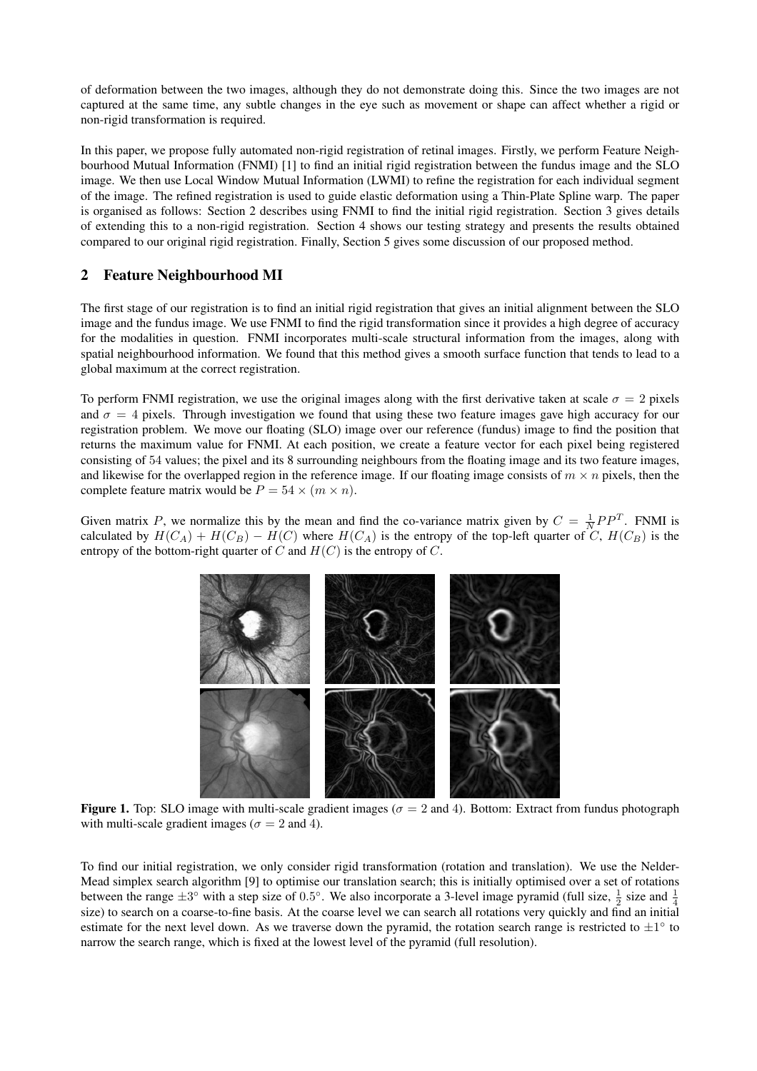of deformation between the two images, although they do not demonstrate doing this. Since the two images are not captured at the same time, any subtle changes in the eye such as movement or shape can affect whether a rigid or non-rigid transformation is required.

In this paper, we propose fully automated non-rigid registration of retinal images. Firstly, we perform Feature Neighbourhood Mutual Information (FNMI) [1] to find an initial rigid registration between the fundus image and the SLO image. We then use Local Window Mutual Information (LWMI) to refine the registration for each individual segment of the image. The refined registration is used to guide elastic deformation using a Thin-Plate Spline warp. The paper is organised as follows: Section 2 describes using FNMI to find the initial rigid registration. Section 3 gives details of extending this to a non-rigid registration. Section 4 shows our testing strategy and presents the results obtained compared to our original rigid registration. Finally, Section 5 gives some discussion of our proposed method.

## 2 Feature Neighbourhood MI

The first stage of our registration is to find an initial rigid registration that gives an initial alignment between the SLO image and the fundus image. We use FNMI to find the rigid transformation since it provides a high degree of accuracy for the modalities in question. FNMI incorporates multi-scale structural information from the images, along with spatial neighbourhood information. We found that this method gives a smooth surface function that tends to lead to a global maximum at the correct registration.

To perform FNMI registration, we use the original images along with the first derivative taken at scale $\sigma = 2$ pixels and $\sigma = 4$ pixels. Through investigation we found that using these two feature images gave high accuracy for our registration problem. We move our floating (SLO) image over our reference (fundus) image to find the position that returns the maximum value for FNMI. At each position, we create a feature vector for each pixel being registered consisting of 54 values; the pixel and its 8 surrounding neighbours from the floating image and its two feature images, and likewise for the overlapped region in the reference image. If our floating image consists of $m \times n$ pixels, then the complete feature matrix would be $P = 54 \times (m \times n)$.

Given matrix $P$, we normalize this by the mean and find the co-variance matrix given by $C = \frac{1}{N} P P^T$. FNMI is calculated by $H(C_A) + H(C_B) - H(C)$ where $H(C_A)$ is the entropy of the top-left quarter of $C$, $H(C_B)$ is the entropy of the bottom-right quarter of $C$ and $H(C)$ is the entropy of $C$.

**Figure 1.** Top: SLO image with multi-scale gradient images ($\sigma = 2$ and 4). Bottom: Extract from fundus photograph with multi-scale gradient images ($\sigma = 2$ and 4).

To find our initial registration, we only consider rigid transformation (rotation and translation). We use the Nelder-Mead simplex search algorithm [9] to optimise our translation search; this is initially optimised over a set of rotations between the range $\pm 3^\circ$ with a step size of $0.5^\circ$. We also incorporate a 3-level image pyramid (full size, $\frac{1}{2}$ size and $\frac{1}{4}$ size) to search on a coarse-to-fine basis. At the coarse level we can search all rotations very quickly and find an initial estimate for the next level down. As we traverse down the pyramid, the rotation search range is restricted to $\pm 1^\circ$ to narrow the search range, which is fixed at the lowest level of the pyramid (full resolution).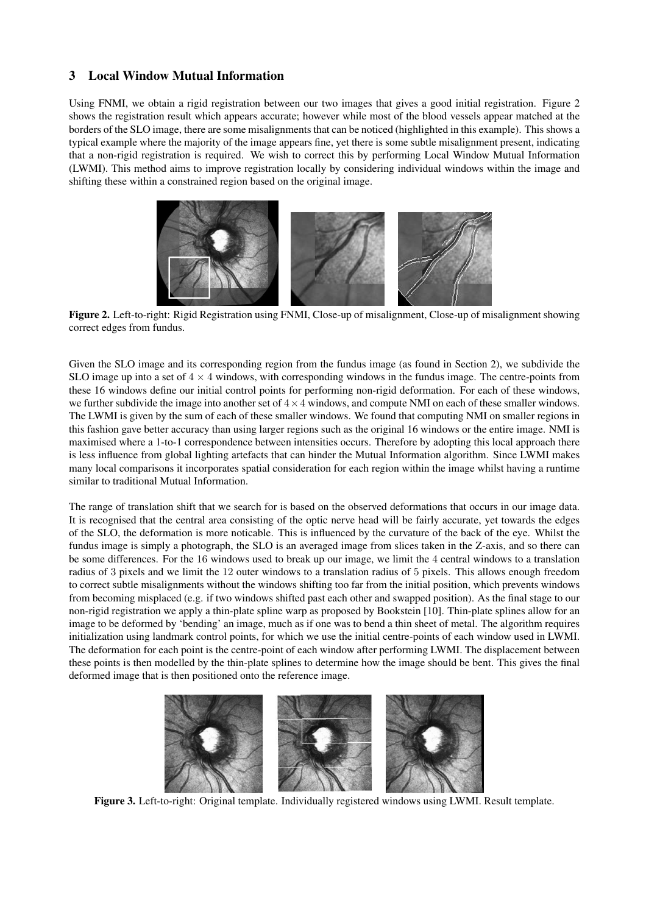## 3 Local Window Mutual Information

Using FNMI, we obtain a rigid registration between our two images that gives a good initial registration. Figure 2 shows the registration result which appears accurate; however while most of the blood vessels appear matched at the borders of the SLO image, there are some misalignments that can be noticed (highlighted in this example). This shows a typical example where the majority of the image appears fine, yet there is some subtle misalignment present, indicating that a non-rigid registration is required. We wish to correct this by performing Local Window Mutual Information (LWMI). This method aims to improve registration locally by considering individual windows within the image and shifting these within a constrained region based on the original image.

**Figure 2.** Left-to-right: Rigid Registration using FNMI, Close-up of misalignment, Close-up of misalignment showing correct edges from fundus.

Given the SLO image and its corresponding region from the fundus image (as found in Section 2), we subdivide the SLO image up into a set of $4 \times 4$ windows, with corresponding windows in the fundus image. The centre-points from these 16 windows define our initial control points for performing non-rigid deformation. For each of these windows, we further subdivide the image into another set of $4 \times 4$ windows, and compute NMI on each of these smaller windows. The LWMI is given by the sum of each of these smaller windows. We found that computing NMI on smaller regions in this fashion gave better accuracy than using larger regions such as the original 16 windows or the entire image. NMI is maximised where a 1-to-1 correspondence between intensities occurs. Therefore by adopting this local approach there is less influence from global lighting artefacts that can hinder the Mutual Information algorithm. Since LWMI makes many local comparisons it incorporates spatial consideration for each region within the image whilst having a runtime similar to traditional Mutual Information.

The range of translation shift that we search for is based on the observed deformations that occurs in our image data. It is recognised that the central area consisting of the optic nerve head will be fairly accurate, yet towards the edges of the SLO, the deformation is more noticable. This is influenced by the curvature of the back of the eye. Whilst the fundus image is simply a photograph, the SLO is an averaged image from slices taken in the Z-axis, and so there can be some differences. For the 16 windows used to break up our image, we limit the 4 central windows to a translation radius of 3 pixels and we limit the 12 outer windows to a translation radius of 5 pixels. This allows enough freedom to correct subtle misalignments without the windows shifting too far from the initial position, which prevents windows from becoming misplaced (e.g. if two windows shifted past each other and swapped position). As the final stage to our non-rigid registration we apply a thin-plate spline warp as proposed by Bookstein [10]. Thin-plate splines allow for an image to be deformed by 'bending' an image, much as if one was to bend a thin sheet of metal. The algorithm requires initialization using landmark control points, for which we use the initial centre-points of each window used in LWMI. The deformation for each point is the centre-point of each window after performing LWMI. The displacement between these points is then modelled by the thin-plate splines to determine how the image should be bent. This gives the final deformed image that is then positioned onto the reference image.

**Figure 3.** Left-to-right: Original template. Individually registered windows using LWMI. Result template.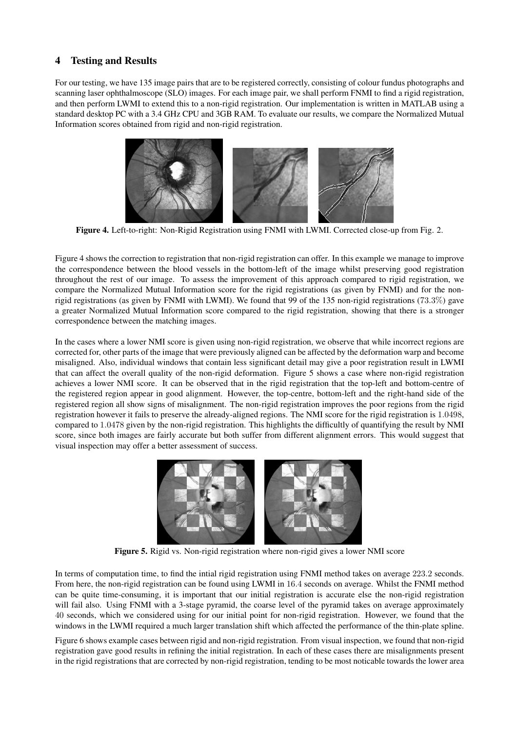## 4 Testing and Results

For our testing, we have 135 image pairs that are to be registered correctly, consisting of colour fundus photographs and scanning laser ophthalmoscope (SLO) images. For each image pair, we shall perform FNMI to find a rigid registration, and then perform LWMI to extend this to a non-rigid registration. Our implementation is written in MATLAB using a standard desktop PC with a 3.4 GHz CPU and 3GB RAM. To evaluate our results, we compare the Normalized Mutual Information scores obtained from rigid and non-rigid registration.

**Figure 4.** Left-to-right: Non-Rigid Registration using FNMI with LWMI. Corrected close-up from Fig. 2.

Figure 4 shows the correction to registration that non-rigid registration can offer. In this example we manage to improve the correspondence between the blood vessels in the bottom-left of the image whilst preserving good registration throughout the rest of our image. To assess the improvement of this approach compared to rigid registration, we compare the Normalized Mutual Information score for the rigid registrations (as given by FNMI) and for the non-rigid registrations (as given by FNMI with LWMI). We found that 99 of the 135 non-rigid registrations ($73.3\%$) gave a greater Normalized Mutual Information score compared to the rigid registration, showing that there is a stronger correspondence between the matching images.

In the cases where a lower NMI score is given using non-rigid registration, we observe that while incorrect regions are corrected for, other parts of the image that were previously aligned can be affected by the deformation warp and become misaligned. Also, individual windows that contain less significant detail may give a poor registration result in LWMI that can affect the overall quality of the non-rigid deformation. Figure 5 shows a case where non-rigid registration achieves a lower NMI score. It can be observed that in the rigid registration that the top-left and bottom-centre of the registered region appear in good alignment. However, the top-centre, bottom-left and the right-hand side of the registered region all show signs of misalignment. The non-rigid registration improves the poor regions from the rigid registration however it fails to preserve the already-aligned regions. The NMI score for the rigid registration is $1.0498$, compared to $1.0478$ given by the non-rigid registration. This highlights the difficultly of quantifying the result by NMI score, since both images are fairly accurate but both suffer from different alignment errors. This would suggest that visual inspection may offer a better assessment of success.

**Figure 5.** Rigid vs. Non-rigid registration where non-rigid gives a lower NMI score

In terms of computation time, to find the intial rigid registration using FNMI method takes on average $223.2$ seconds. From here, the non-rigid registration can be found using LWMI in $16.4$ seconds on average. Whilst the FNMI method can be quite time-consuming, it is important that our initial registration is accurate else the non-rigid registration will fail also. Using FNMI with a 3-stage pyramid, the coarse level of the pyramid takes on average approximately $40$ seconds, which we considered using for our initial point for non-rigid registration. However, we found that the windows in the LWMI required a much larger translation shift which affected the performance of the thin-plate spline.

Figure 6 shows example cases between rigid and non-rigid registration. From visual inspection, we found that non-rigid registration gave good results in refining the initial registration. In each of these cases there are misalignments present in the rigid registrations that are corrected by non-rigid registration, tending to be most noticable towards the lower area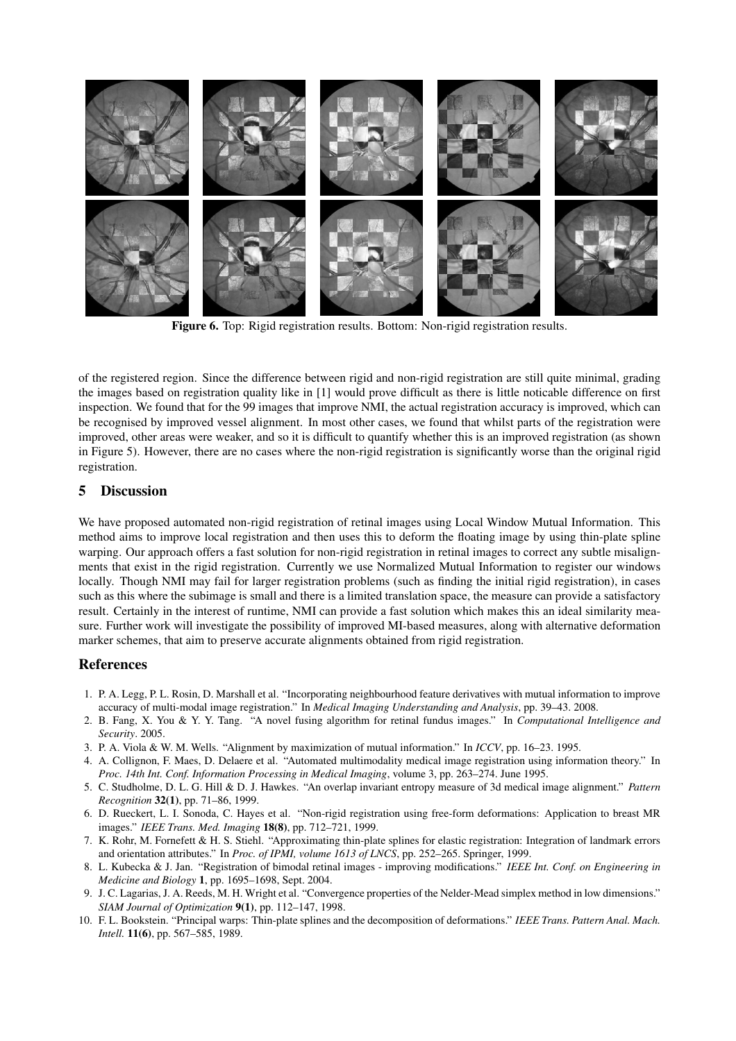**Figure 6.** Top: Rigid registration results. Bottom: Non-rigid registration results.

of the registered region. Since the difference between rigid and non-rigid registration are still quite minimal, grading the images based on registration quality like in [1] would prove difficult as there is little noticable difference on first inspection. We found that for the 99 images that improve NMI, the actual registration accuracy is improved, which can be recognised by improved vessel alignment. In most other cases, we found that whilst parts of the registration were improved, other areas were weaker, and so it is difficult to quantify whether this is an improved registration (as shown in Figure 5). However, there are no cases where the non-rigid registration is significantly worse than the original rigid registration.

## 5 Discussion

We have proposed automated non-rigid registration of retinal images using Local Window Mutual Information. This method aims to improve local registration and then uses this to deform the floating image by using thin-plate spline warping. Our approach offers a fast solution for non-rigid registration in retinal images to correct any subtle misalignments that exist in the rigid registration. Currently we use Normalized Mutual Information to register our windows locally. Though NMI may fail for larger registration problems (such as finding the initial rigid registration), in cases such as this where the subimage is small and there is a limited translation space, the measure can provide a satisfactory result. Certainly in the interest of runtime, NMI can provide a fast solution which makes this an ideal similarity measure. Further work will investigate the possibility of improved MI-based measures, along with alternative deformation marker schemes, that aim to preserve accurate alignments obtained from rigid registration.

## References

1. P. A. Legg, P. L. Rosin, D. Marshall et al. "Incorporating neighbourhood feature derivatives with mutual information to improve accuracy of multi-modal image registration." In *Medical Imaging Understanding and Analysis*, pp. 39–43. 2008.
2. B. Fang, X. You & Y. Y. Tang. "A novel fusing algorithm for retinal fundus images." In *Computational Intelligence and Security*. 2005.
3. P. A. Viola & W. M. Wells. "Alignment by maximization of mutual information." In *ICCV*, pp. 16–23. 1995.
4. A. Collignon, F. Maes, D. Delaere et al. "Automated multimodality medical image registration using information theory." In *Proc. 14th Int. Conf. Information Processing in Medical Imaging*, volume 3, pp. 263–274. June 1995.
5. C. Studholme, D. L. G. Hill & D. J. Hawkes. "An overlap invariant entropy measure of 3d medical image alignment." *Pattern Recognition* **32(1)**, pp. 71–86, 1999.
6. D. Rueckert, L. I. Sonoda, C. Hayes et al. "Non-rigid registration using free-form deformations: Application to breast MR images." *IEEE Trans. Med. Imaging* **18(8)**, pp. 712–721, 1999.
7. K. Rohr, M. Fornefett & H. S. Stiehl. "Approximating thin-plate splines for elastic registration: Integration of landmark errors and orientation attributes." In *Proc. of IPMI, volume 1613 of LNCS*, pp. 252–265. Springer, 1999.
8. L. Kubecka & J. Jan. "Registration of bimodal retinal images - improving modifications." *IEEE Int. Conf. on Engineering in Medicine and Biology* **1**, pp. 1695–1698, Sept. 2004.
9. J. C. Lagarias, J. A. Reeds, M. H. Wright et al. "Convergence properties of the Nelder-Mead simplex method in low dimensions." *SIAM Journal of Optimization* **9(1)**, pp. 112–147, 1998.
10. F. L. Bookstein. "Principal warps: Thin-plate splines and the decomposition of deformations." *IEEE Trans. Pattern Anal. Mach. Intell.* **11(6)**, pp. 567–585, 1989.